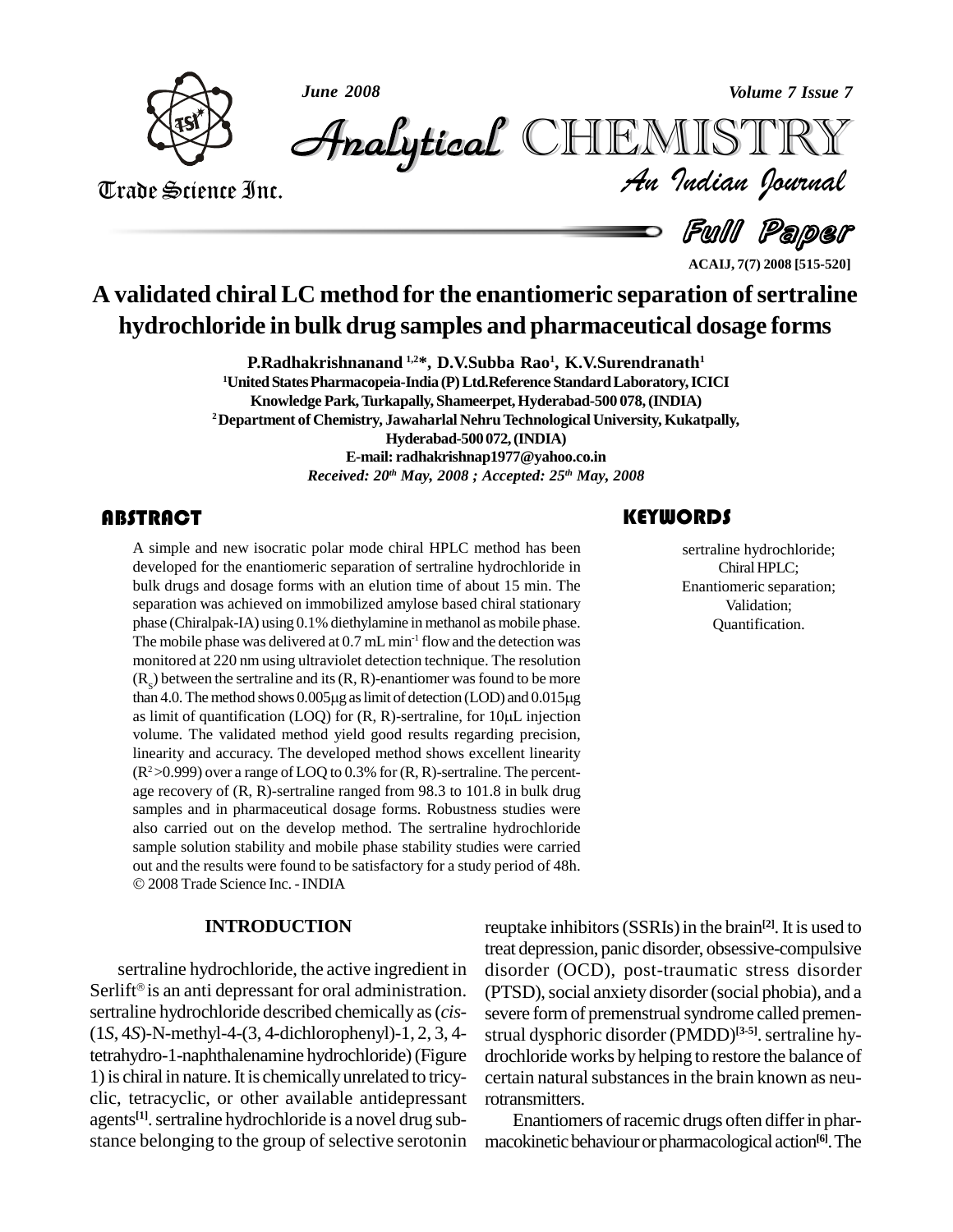# A validated chiral LC method for the enantiomeric separation of sertraline hydrochloride in bulk drug samples and pharmaceutical dosage forms

**P.Radhakrishnanand [1,2]\*, D.V.Subba Rao[1], K.V.Surendranath[1]**

[1]United States Pharmacopeia-India (P) Ltd.Reference Standard Laboratory, ICICI Knowledge Park, Turkapally, Shameerpet, Hyderabad-500 078, (INDIA)

[2]Department of Chemistry, Jawaharlal Nehru Technological University, Kukatpally, Hyderabad-500 072, (INDIA)

E-mail: radhakrishnap1977@yahoo.co.in

*Received: 20th May, 2008 ; Accepted: 25th May, 2008*

## ABSTRACT

A simple and new isocratic polar mode chiral HPLC method has been developed for the enantiomeric separation of sertraline hydrochloride in bulk drugs and dosage forms with an elution time of about 15 min. The separation was achieved on immobilized amylose based chiral stationary phase (Chiralpak-IA) using 0.1% diethylamine in methanol as mobile phase. The mobile phase was delivered at 0.7 mL $min^{-1}$ flow and the detection was monitored at 220 nm using ultraviolet detection technique. The resolution ($R_s$) between the sertraline and its (R, R)-enantiomer was found to be more than 4.0. The method shows 0.005μg as limit of detection (LOD) and 0.015μg as limit of quantification (LOQ) for (R, R)-sertraline, for 10μL injection volume. The validated method yield good results regarding precision, linearity and accuracy. The developed method shows excellent linearity ($R^2$>0.999) over a range of LOQ to 0.3% for (R, R)-sertraline. The percentage recovery of (R, R)-sertraline ranged from 98.3 to 101.8 in bulk drug samples and in pharmaceutical dosage forms. Robustness studies were also carried out on the develop method. The sertraline hydrochloride sample solution stability and mobile phase stability studies were carried out and the results were found to be satisfactory for a study period of 48h.

© 2008 Trade Science Inc. - INDIA

## KEYWORDS

sertraline hydrochloride;
Chiral HPLC;
Enantiomeric separation;
Validation;
Quantification.

## INTRODUCTION

sertraline hydrochloride, the active ingredient in Serlift® is an anti depressant for oral administration. sertraline hydrochloride described chemically as (*cis*-(1*S*, 4*S*)-N-methyl-4-(3, 4-dichlorophenyl)-1, 2, 3, 4-tetrahydro-1-naphthalenamine hydrochloride) (Figure 1) is chiral in nature. It is chemically unrelated to tricyclic, tetracyclic, or other available antidepressant agents[1]. sertraline hydrochloride is a novel drug substance belonging to the group of selective serotonin reuptake inhibitors (SSRIs) in the brain[2]. It is used to treat depression, panic disorder, obsessive-compulsive disorder (OCD), post-traumatic stress disorder (PTSD), social anxiety disorder (social phobia), and a severe form of premenstrual syndrome called premenstrual dysphoric disorder (PMDD)[3-5]. sertraline hydrochloride works by helping to restore the balance of certain natural substances in the brain known as neurotransmitters.

Enantiomers of racemic drugs often differ in pharmacokinetic behaviour or pharmacological action[6]. The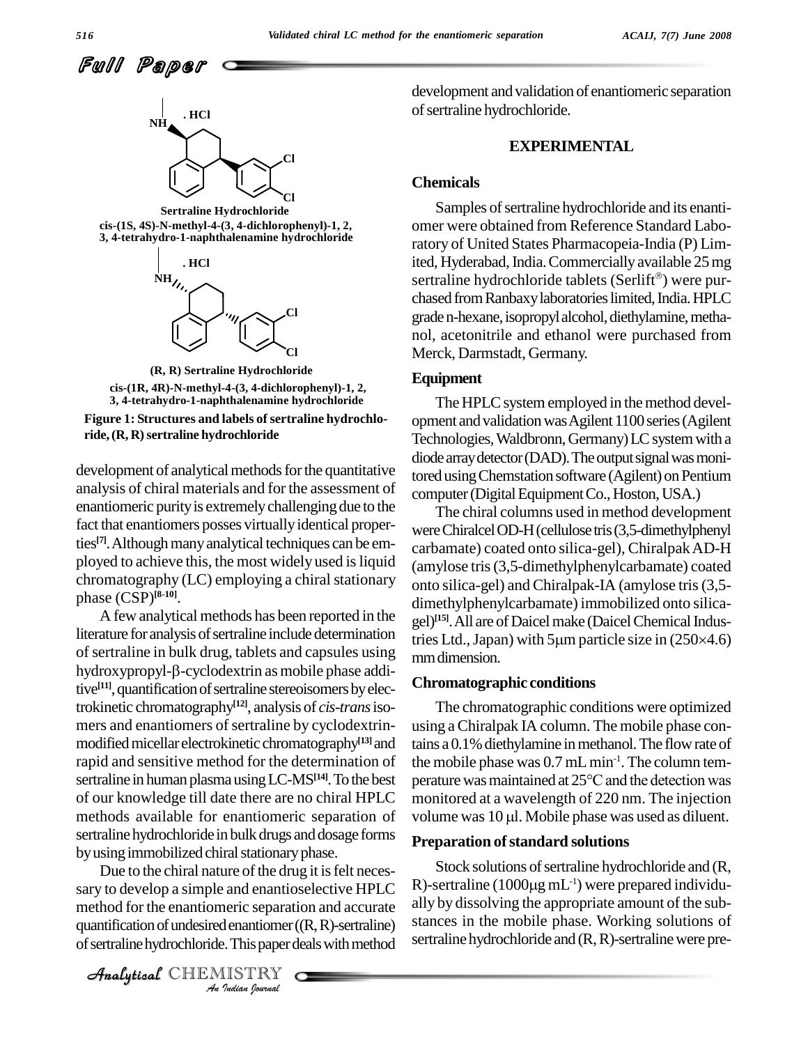**Sertraline Hydrochloride**
**cis-(1S, 4S)-N-methyl-4-(3, 4-dichlorophenyl)-1, 2, 3, 4-tetrahydro-1-naphthalenamine hydrochloride**

**(R, R) Sertraline Hydrochloride**
**cis-(1R, 4R)-N-methyl-4-(3, 4-dichlorophenyl)-1, 2, 3, 4-tetrahydro-1-naphthalenamine hydrochloride**

**Figure 1: Structures and labels of sertraline hydrochloride, (R, R) sertraline hydrochloride**

development of analytical methods for the quantitative analysis of chiral materials and for the assessment of enantiomeric purity is extremely challenging due to the fact that enantiomers posses virtually identical properties[7]. Although many analytical techniques can be employed to achieve this, the most widely used is liquid chromatography (LC) employing a chiral stationary phase (CSP)[8-10].

A few analytical methods has been reported in the literature for analysis of sertraline include determination of sertraline in bulk drug, tablets and capsules using hydroxypropyl-β-cyclodextrin as mobile phase additive[11], quantification of sertraline stereoisomers by electrokinetic chromatography[12], analysis of *cis-trans* isomers and enantiomers of sertraline by cyclodextrin-modified micellar electrokinetic chromatography[13] and rapid and sensitive method for the determination of sertraline in human plasma using LC-MS[14]. To the best of our knowledge till date there are no chiral HPLC methods available for enantiomeric separation of sertraline hydrochloride in bulk drugs and dosage forms by using immobilized chiral stationary phase.

Due to the chiral nature of the drug it is felt necessary to develop a simple and enantioselective HPLC method for the enantiomeric separation and accurate quantification of undesired enantiomer ((R, R)-sertraline) of sertraline hydrochloride. This paper deals with method development and validation of enantiomeric separation of sertraline hydrochloride.

## EXPERIMENTAL

### Chemicals

Samples of sertraline hydrochloride and its enantiomer were obtained from Reference Standard Laboratory of United States Pharmacopeia-India (P) Limited, Hyderabad, India. Commercially available 25 mg sertraline hydrochloride tablets (Serlift®) were purchased from Ranbaxy laboratories limited, India. HPLC grade n-hexane, isopropyl alcohol, diethylamine, methanol, acetonitrile and ethanol were purchased from Merck, Darmstadt, Germany.

### Equipment

The HPLC system employed in the method development and validation was Agilent 1100 series (Agilent Technologies, Waldbronn, Germany) LC system with a diode array detector (DAD). The output signal was monitored using Chemstation software (Agilent) on Pentium computer (Digital Equipment Co., Hoston, USA.)

The chiral columns used in method development were Chiralcel OD-H (cellulose tris (3,5-dimethylphenyl carbamate) coated onto silica-gel), Chiralpak AD-H (amylose tris (3,5-dimethylphenylcarbamate) coated onto silica-gel) and Chiralpak-IA (amylose tris (3,5-dimethylphenylcarbamate) immobilized onto silica-gel)[15]. All are of Daicel make (Daicel Chemical Industries Ltd., Japan) with 5μm particle size in (250×4.6) mm dimension.

### Chromatographic conditions

The chromatographic conditions were optimized using a Chiralpak IA column. The mobile phase contains a 0.1% diethylamine in methanol. The flow rate of the mobile phase was 0.7 mL $min^{-1}$. The column temperature was maintained at 25°C and the detection was monitored at a wavelength of 220 nm. The injection volume was 10 μl. Mobile phase was used as diluent.

### Preparation of standard solutions

Stock solutions of sertraline hydrochloride and (R, R)-sertraline (1000μg $mL^{-1}$) were prepared individually by dissolving the appropriate amount of the substances in the mobile phase. Working solutions of sertraline hydrochloride and (R, R)-sertraline were pre-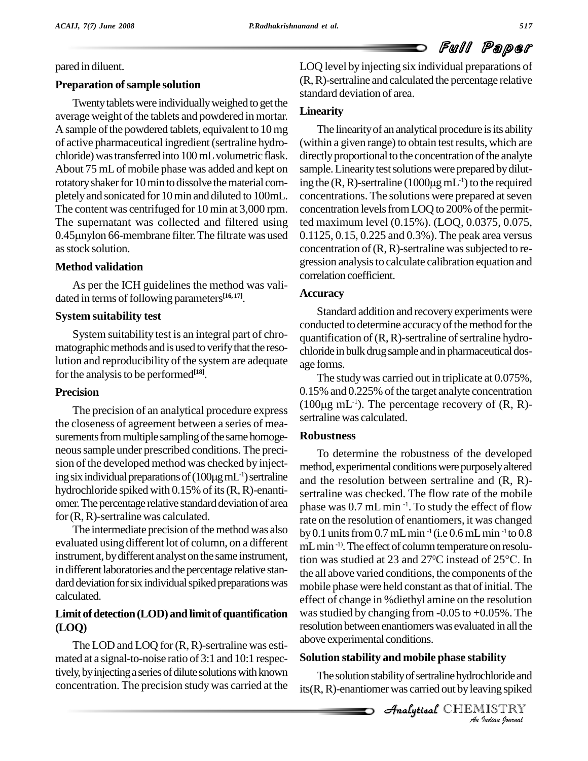pared in diluent.

### Preparation of sample solution

Twenty tablets were individually weighed to get the average weight of the tablets and powdered in mortar. A sample of the powdered tablets, equivalent to 10 mg of active pharmaceutical ingredient (sertraline hydrochloride) was transferred into 100 mL volumetric flask. About 75 mL of mobile phase was added and kept on rotatory shaker for 10 min to dissolve the material completely and sonicated for 10 min and diluted to 100mL. The content was centrifuged for 10 min at 3,000 rpm. The supernatant was collected and filtered using 0.45µnylon 66-membrane filter. The filtrate was used as stock solution.

### Method validation

As per the ICH guidelines the method was validated in terms of following parameters[16, 17].

### System suitability test

System suitability test is an integral part of chromatographic methods and is used to verify that the resolution and reproducibility of the system are adequate for the analysis to be performed[18].

### Precision

The precision of an analytical procedure express the closeness of agreement between a series of measurements from multiple sampling of the same homogeneous sample under prescribed conditions. The precision of the developed method was checked by injecting six individual preparations of (100µg mL$^{-1}$) sertraline hydrochloride spiked with 0.15% of its (R, R)-enantiomer. The percentage relative standard deviation of area for (R, R)-sertraline was calculated.

The intermediate precision of the method was also evaluated using different lot of column, on a different instrument, by different analyst on the same instrument, in different laboratories and the percentage relative standard deviation for six individual spiked preparations was calculated.

### Limit of detection (LOD) and limit of quantification (LOQ)

The LOD and LOQ for (R, R)-sertraline was estimated at a signal-to-noise ratio of 3:1 and 10:1 respectively, by injecting a series of dilute solutions with known concentration. The precision study was carried at the LOQ level by injecting six individual preparations of (R, R)-sertraline and calculated the percentage relative standard deviation of area.

### Linearity

The linearity of an analytical procedure is its ability (within a given range) to obtain test results, which are directly proportional to the concentration of the analyte sample. Linearity test solutions were prepared by diluting the (R, R)-sertraline (1000µg mL$^{-1}$) to the required concentrations. The solutions were prepared at seven concentration levels from LOQ to 200% of the permitted maximum level (0.15%). (LOQ, 0.0375, 0.075, 0.1125, 0.15, 0.225 and 0.3%). The peak area versus concentration of (R, R)-sertraline was subjected to regression analysis to calculate calibration equation and correlation coefficient.

### Accuracy

Standard addition and recovery experiments were conducted to determine accuracy of the method for the quantification of (R, R)-sertraline of sertraline hydrochloride in bulk drug sample and in pharmaceutical dosage forms.

The study was carried out in triplicate at 0.075%, 0.15% and 0.225% of the target analyte concentration (100µg mL$^{-1}$). The percentage recovery of (R, R)-sertraline was calculated.

### Robustness

To determine the robustness of the developed method, experimental conditions were purposely altered and the resolution between sertraline and (R, R)-sertraline was checked. The flow rate of the mobile phase was 0.7 mL min$^{-1}$. To study the effect of flow rate on the resolution of enantiomers, it was changed by 0.1 units from 0.7 mL min$^{-1}$ (i.e 0.6 mL min$^{-1}$ to 0.8 mL min$^{-1}$). The effect of column temperature on resolution was studied at 23 and 27$^0$C instead of 25°C. In the all above varied conditions, the components of the mobile phase were held constant as that of initial. The effect of change in %diethyl amine on the resolution was studied by changing from -0.05 to +0.05%. The resolution between enantiomers was evaluated in all the above experimental conditions.

### Solution stability and mobile phase stability

The solution stability of sertraline hydrochloride and its(R, R)-enantiomer was carried out by leaving spiked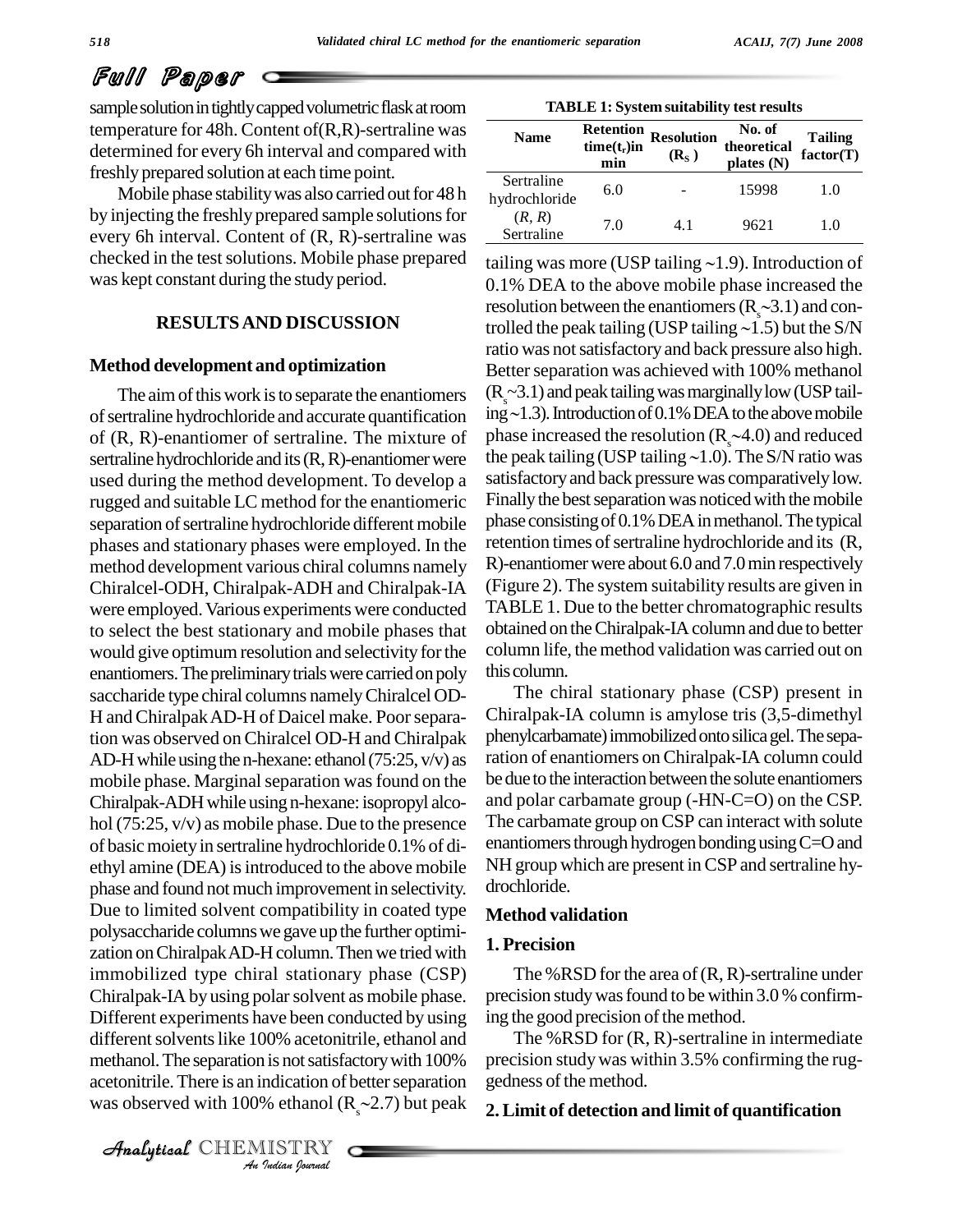sample solution in tightly capped volumetric flask at room temperature for 48h. Content of(R,R)-sertraline was determined for every 6h interval and compared with freshly prepared solution at each time point.

Mobile phase stability was also carried out for 48 h by injecting the freshly prepared sample solutions for every 6h interval. Content of (R, R)-sertraline was checked in the test solutions. Mobile phase prepared was kept constant during the study period.

## RESULTS AND DISCUSSION

### Method development and optimization

The aim of this work is to separate the enantiomers of sertraline hydrochloride and accurate quantification of (R, R)-enantiomer of sertraline. The mixture of sertraline hydrochloride and its (R, R)-enantiomer were used during the method development. To develop a rugged and suitable LC method for the enantiomeric separation of sertraline hydrochloride different mobile phases and stationary phases were employed. In the method development various chiral columns namely Chiralcel-ODH, Chiralpak-ADH and Chiralpak-IA were employed. Various experiments were conducted to select the best stationary and mobile phases that would give optimum resolution and selectivity for the enantiomers. The preliminary trials were carried on poly saccharide type chiral columns namely Chiralcel OD-H and Chiralpak AD-H of Daicel make. Poor separation was observed on Chiralcel OD-H and Chiralpak AD-H while using the n-hexane: ethanol (75:25, v/v) as mobile phase. Marginal separation was found on the Chiralpak-ADH while using n-hexane: isopropyl alcohol (75:25, v/v) as mobile phase. Due to the presence of basic moiety in sertraline hydrochloride 0.1% of diethyl amine (DEA) is introduced to the above mobile phase and found not much improvement in selectivity. Due to limited solvent compatibility in coated type polysaccharide columns we gave up the further optimization on Chiralpak AD-H column. Then we tried with immobilized type chiral stationary phase (CSP) Chiralpak-IA by using polar solvent as mobile phase. Different experiments have been conducted by using different solvents like 100% acetonitrile, ethanol and methanol. The separation is not satisfactory with 100% acetonitrile. There is an indication of better separation was observed with 100% ethanol ($R_s$~2.7) but peak tailing was more (USP tailing ~1.9). Introduction of 0.1% DEA to the above mobile phase increased the resolution between the enantiomers ($R_s$~3.1) and controlled the peak tailing (USP tailing ~1.5) but the S/N ratio was not satisfactory and back pressure also high. Better separation was achieved with 100% methanol ($R_s$~3.1) and peak tailing was marginally low (USP tailing ~1.3). Introduction of 0.1% DEA to the above mobile phase increased the resolution ($R_s$~4.0) and reduced the peak tailing (USP tailing ~1.0). The S/N ratio was satisfactory and back pressure was comparatively low. Finally the best separation was noticed with the mobile phase consisting of 0.1% DEA in methanol. The typical retention times of sertraline hydrochloride and its (R, R)-enantiomer were about 6.0 and 7.0 min respectively (Figure 2). The system suitability results are given in TABLE 1. Due to the better chromatographic results obtained on the Chiralpak-IA column and due to better column life, the method validation was carried out on this column.

**TABLE 1: System suitability test results**

| Name | Retention time($t_r$)in min | Resolution ($R_S$) | No. of theoretical plates (N) | Tailing factor(T) |
|---|---|---|---|---|
| Sertraline hydrochloride | 6.0 | - | 15998 | 1.0 |
| (*R, R*) Sertraline | 7.0 | 4.1 | 9621 | 1.0 |

The chiral stationary phase (CSP) present in Chiralpak-IA column is amylose tris (3,5-dimethyl phenylcarbamate) immobilized onto silica gel. The separation of enantiomers on Chiralpak-IA column could be due to the interaction between the solute enantiomers and polar carbamate group (-HN-C=O) on the CSP. The carbamate group on CSP can interact with solute enantiomers through hydrogen bonding using C=O and NH group which are present in CSP and sertraline hydrochloride.

### Method validation

#### 1. Precision

The %RSD for the area of (R, R)-sertraline under precision study was found to be within 3.0 % confirming the good precision of the method.

The %RSD for (R, R)-sertraline in intermediate precision study was within 3.5% confirming the ruggedness of the method.

#### 2. Limit of detection and limit of quantification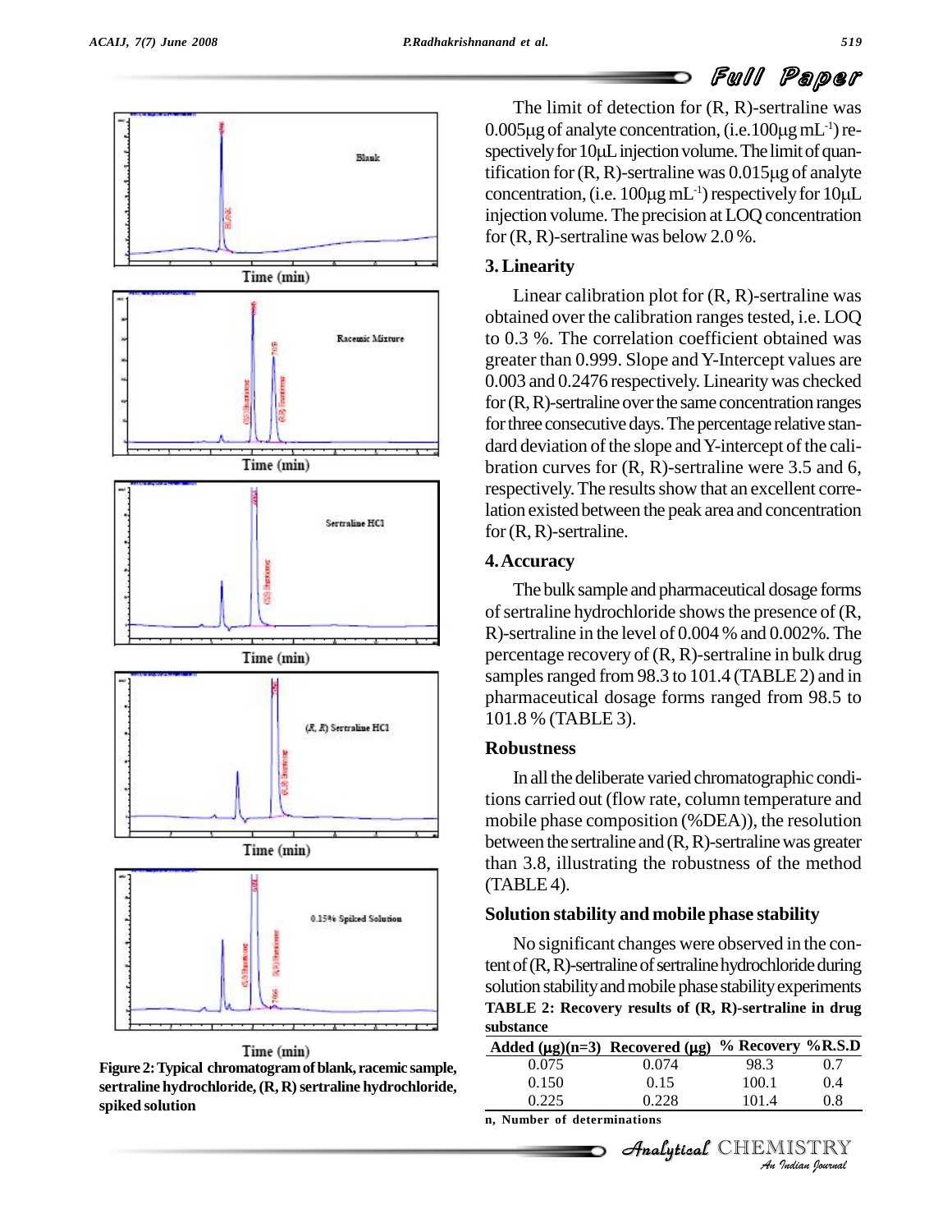The limit of detection for (R, R)-sertraline was 0.005μg of analyte concentration, (i.e.100μg $mL^{-1}$) respectively for 10μL injection volume. The limit of quantification for (R, R)-sertraline was 0.015μg of analyte concentration, (i.e. 100μg $mL^{-1}$) respectively for 10μL injection volume. The precision at LOQ concentration for (R, R)-sertraline was below 2.0 %.

### 3. Linearity

Linear calibration plot for (R, R)-sertraline was obtained over the calibration ranges tested, i.e. LOQ to 0.3 %. The correlation coefficient obtained was greater than 0.999. Slope and Y-Intercept values are 0.003 and 0.2476 respectively. Linearity was checked for (R, R)-sertraline over the same concentration ranges for three consecutive days. The percentage relative standard deviation of the slope and Y-intercept of the calibration curves for (R, R)-sertraline were 3.5 and 6, respectively. The results show that an excellent correlation existed between the peak area and concentration for (R, R)-sertraline.

### 4. Accuracy

The bulk sample and pharmaceutical dosage forms of sertraline hydrochloride shows the presence of (R, R)-sertraline in the level of 0.004 % and 0.002%. The percentage recovery of (R, R)-sertraline in bulk drug samples ranged from 98.3 to 101.4 (TABLE 2) and in pharmaceutical dosage forms ranged from 98.5 to 101.8 % (TABLE 3).

### Robustness

In all the deliberate varied chromatographic conditions carried out (flow rate, column temperature and mobile phase composition (%DEA)), the resolution between the sertraline and (R, R)-sertraline was greater than 3.8, illustrating the robustness of the method (TABLE 4).

### Solution stability and mobile phase stability

No significant changes were observed in the content of (R, R)-sertraline of sertraline hydrochloride during solution stability and mobile phase stability experiments

**TABLE 2: Recovery results of (R, R)-sertraline in drug substance**

| Added (μg)(n=3) | Recovered (μg) | % Recovery | %R.S.D |
|---|---|---|---|
| 0.075 | 0.074 | 98.3 | 0.7 |
| 0.150 | 0.15 | 100.1 | 0.4 |
| 0.225 | 0.228 | 101.4 | 0.8 |

n, Number of determinations

**Figure 2: Typical chromatogram of blank, racemic sample, sertraline hydrochloride, (R, R) sertraline hydrochloride, spiked solution**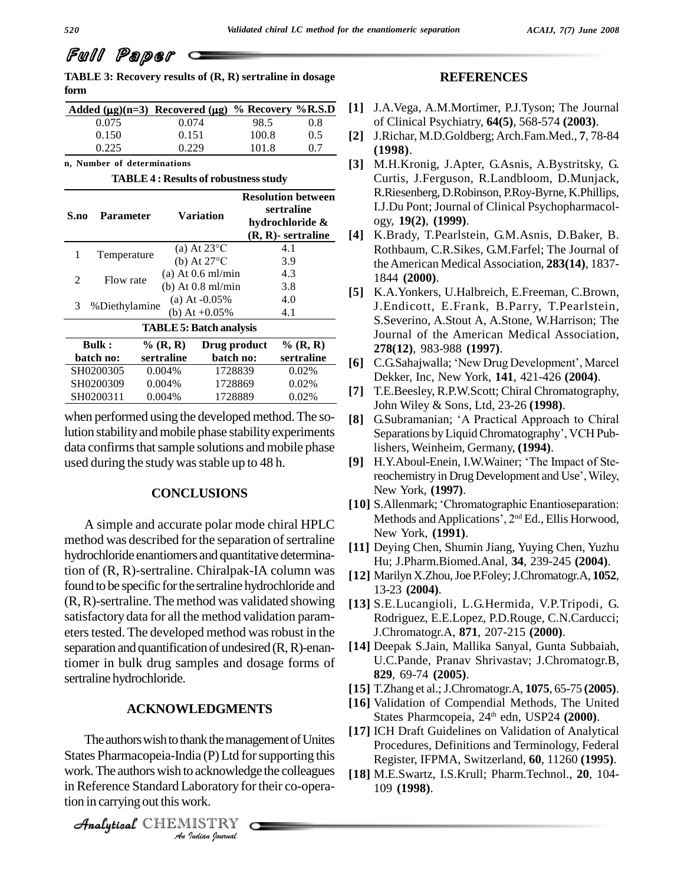**TABLE 3: Recovery results of (R, R) sertraline in dosage form**

| Added (μg)(n=3) | Recovered (μg) | % Recovery | %R.S.D |
|---|---|---|---|
| 0.075 | 0.074 | 98.5 | 0.8 |
| 0.150 | 0.151 | 100.8 | 0.5 |
| 0.225 | 0.229 | 101.8 | 0.7 |

n, Number of determinations

**TABLE 4 : Results of robustness study**

| S.no | Parameter | Variation | Resolution between sertraline hydrochloride & (R, R)- sertraline |
|---|---|---|---|
| 1 | Temperature | (a) At 23°C | 4.1 |
| | | (b) At 27°C | 3.9 |
| 2 | Flow rate | (a) At 0.6 ml/min | 4.3 |
| | | (b) At 0.8 ml/min | 3.8 |
| 3 | %Diethylamine | (a) At -0.05% | 4.0 |
| | | (b) At +0.05% | 4.1 |

**TABLE 5: Batch analysis**

| Bulk : batch no: | % (R, R) sertraline | Drug product batch no: | % (R, R) sertraline |
|---|---|---|---|
| SH0200305 | 0.004% | 1728839 | 0.02% |
| SH0200309 | 0.004% | 1728869 | 0.02% |
| SH0200311 | 0.004% | 1728889 | 0.02% |

when performed using the developed method. The solution stability and mobile phase stability experiments data confirms that sample solutions and mobile phase used during the study was stable up to 48 h.

## CONCLUSIONS

A simple and accurate polar mode chiral HPLC method was described for the separation of sertraline hydrochloride enantiomers and quantitative determination of (R, R)-sertraline. Chiralpak-IA column was found to be specific for the sertraline hydrochloride and (R, R)-sertraline. The method was validated showing satisfactory data for all the method validation parameters tested. The developed method was robust in the separation and quantification of undesired (R, R)-enantiomer in bulk drug samples and dosage forms of sertraline hydrochloride.

## ACKNOWLEDGMENTS

The authors wish to thank the management of Unites States Pharmacopeia-India (P) Ltd for supporting this work. The authors wish to acknowledge the colleagues in Reference Standard Laboratory for their co-operation in carrying out this work.

## REFERENCES

[1] J.A.Vega, A.M.Mortimer, P.J.Tyson; The Journal of Clinical Psychiatry, **64(5)**, 568-574 **(2003)**.

[2] J.Richar, M.D.Goldberg; Arch.Fam.Med., **7**, 78-84 **(1998)**.

[3] M.H.Kronig, J.Apter, G.Asnis, A.Bystritsky, G. Curtis, J.Ferguson, R.Landbloom, D.Munjack, R.Riesenberg, D.Robinson, P.Roy-Byrne, K.Phillips, I.J.Du Pont; Journal of Clinical Psychopharmacology, **19(2)**, **(1999)**.

[4] K.Brady, T.Pearlstein, G.M.Asnis, D.Baker, B. Rothbaum, C.R.Sikes, G.M.Farfel; The Journal of the American Medical Association, **283(14)**, 1837-1844 **(2000)**.

[5] K.A.Yonkers, U.Halbreich, E.Freeman, C.Brown, J.Endicott, E.Frank, B.Parry, T.Pearlstein, S.Severino, A.Stout A, A.Stone, W.Harrison; The Journal of the American Medical Association, **278(12)**, 983-988 **(1997)**.

[6] C.G.Sahajwalla; 'New Drug Development', Marcel Dekker, Inc, New York, **141**, 421-426 **(2004)**.

[7] T.E.Beesley, R.P.W.Scott; Chiral Chromatography, John Wiley & Sons, Ltd, 23-26 **(1998)**.

[8] G.Subramanian; 'A Practical Approach to Chiral Separations by Liquid Chromatography', VCH Publishers, Weinheim, Germany, **(1994)**.

[9] H.Y.Aboul-Enein, I.W.Wainer; 'The Impact of Stereochemistry in Drug Development and Use', Wiley, New York, **(1997)**.

[10] S.Allenmark; 'Chromatographic Enantioseparation: Methods and Applications', 2nd Ed., Ellis Horwood, New York, **(1991)**.

[11] Deying Chen, Shumin Jiang, Yuying Chen, Yuzhu Hu; J.Pharm.Biomed.Anal, **34**, 239-245 **(2004)**.

[12] Marilyn X.Zhou, Joe P.Foley; J.Chromatogr.A, **1052**, 13-23 **(2004)**.

[13] S.E.Lucangioli, L.G.Hermida, V.P.Tripodi, G. Rodriguez, E.E.Lopez, P.D.Rouge, C.N.Carducci; J.Chromatogr.A, **871**, 207-215 **(2000)**.

[14] Deepak S.Jain, Mallika Sanyal, Gunta Subbaiah, U.C.Pande, Pranav Shrivastav; J.Chromatogr.B, **829**, 69-74 **(2005)**.

[15] T.Zhang et al.; J.Chromatogr.A, **1075**, 65-75 **(2005)**.

[16] Validation of Compendial Methods, The United States Pharmcopeia, 24th edn, USP24 **(2000)**.

[17] ICH Draft Guidelines on Validation of Analytical Procedures, Definitions and Terminology, Federal Register, IFPMA, Switzerland, **60**, 11260 **(1995)**.

[18] M.E.Swartz, I.S.Krull; Pharm.Technol., **20**, 104-109 **(1998)**.